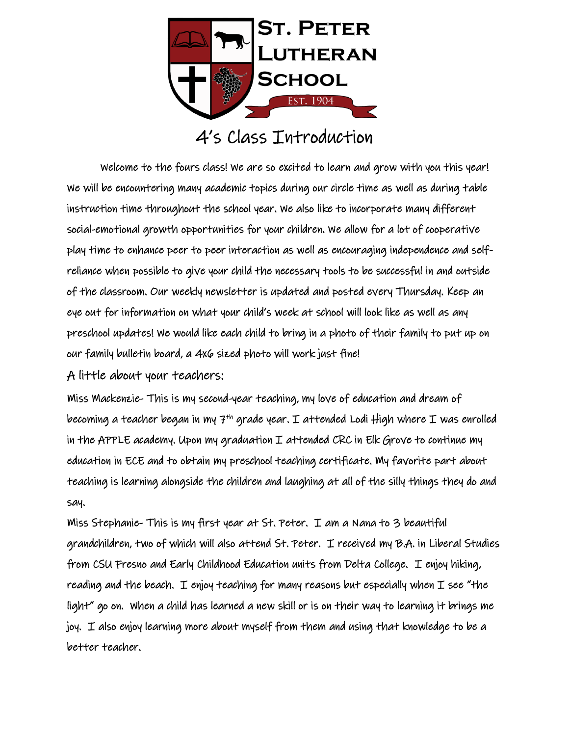# St. Peter Lutheran School

Est. 1904

## 4's Class Introduction

Welcome to the fours class! We are so excited to learn and grow with you this year! We will be encountering many academic topics during our circle time as well as during table instruction time throughout the school year. We also like to incorporate many different social-emotional growth opportunities for your children. We allow for a lot of cooperative play time to enhance peer to peer interaction as well as encouraging independence and self-reliance when possible to give your child the necessary tools to be successful in and outside of the classroom. Our weekly newsletter is updated and posted every Thursday. Keep an eye out for information on what your child's week at school will look like as well as any preschool updates! We would like each child to bring in a photo of their family to put up on our family bulletin board, a 4x6 sized photo will work just fine!

### A little about your teachers:

Miss Mackenzie- This is my second-year teaching, my love of education and dream of becoming a teacher began in my 7th grade year. I attended Lodi High where I was enrolled in the APPLE academy. Upon my graduation I attended CRC in Elk Grove to continue my education in ECE and to obtain my preschool teaching certificate. My favorite part about teaching is learning alongside the children and laughing at all of the silly things they do and say.

Miss Stephanie- This is my first year at St. Peter. I am a Nana to 3 beautiful grandchildren, two of which will also attend St. Peter. I received my B.A. in Liberal Studies from CSU Fresno and Early Childhood Education units from Delta College. I enjoy hiking, reading and the beach. I enjoy teaching for many reasons but especially when I see "the light" go on. When a child has learned a new skill or is on their way to learning it brings me joy. I also enjoy learning more about myself from them and using that knowledge to be a better teacher.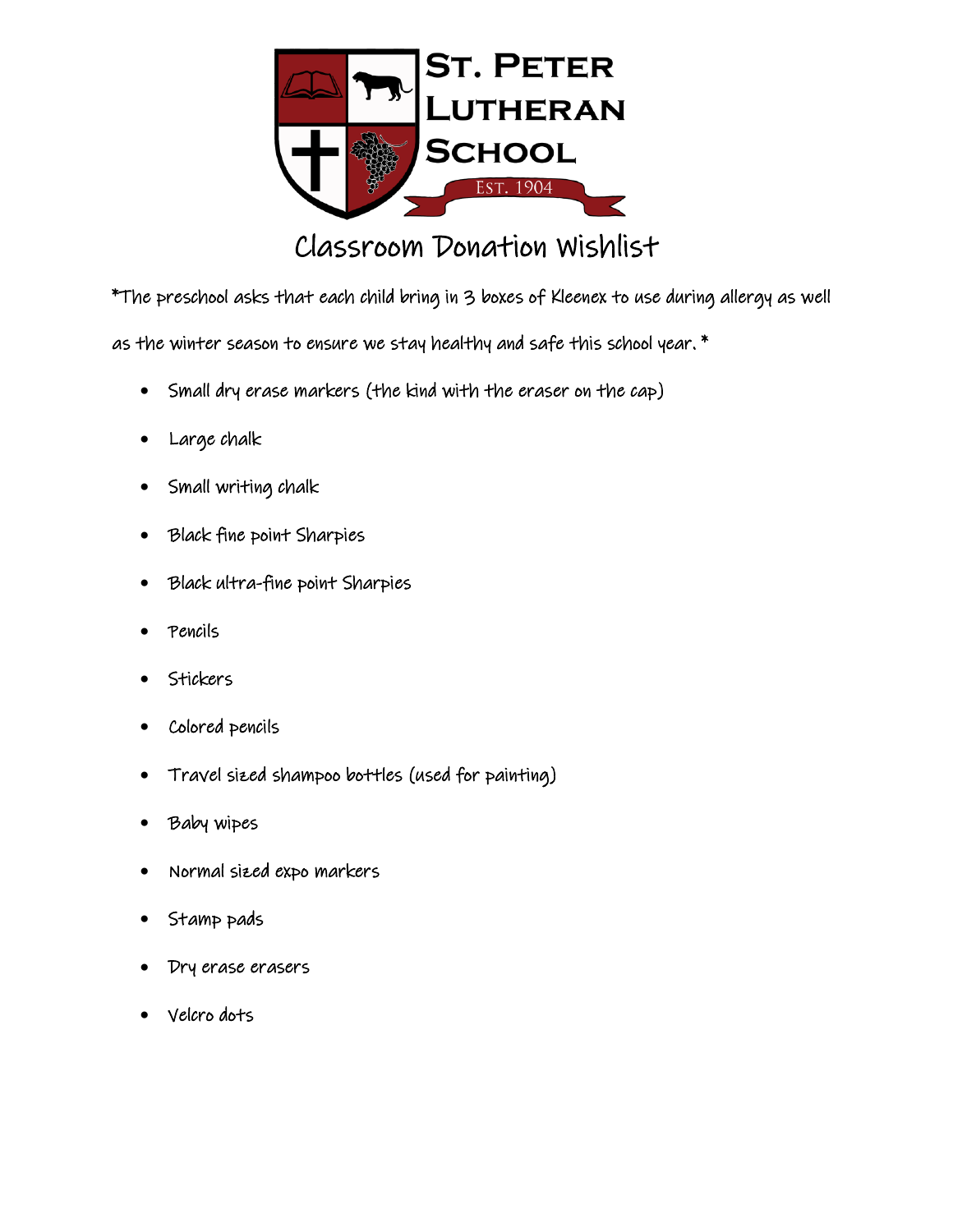# St. Peter Lutheran School

Est. 1904

## Classroom Donation Wishlist

*The preschool asks that each child bring in 3 boxes of Kleenex to use during allergy as well as the winter season to ensure we stay healthy and safe this school year.*

- Small dry erase markers (the kind with the eraser on the cap)
- Large chalk
- Small writing chalk
- Black fine point Sharpies
- Black ultra-fine point Sharpies
- Pencils
- Stickers
- Colored pencils
- Travel sized shampoo bottles (used for painting)
- Baby wipes
- Normal sized expo markers
- Stamp pads
- Dry erase erasers
- Velcro dots